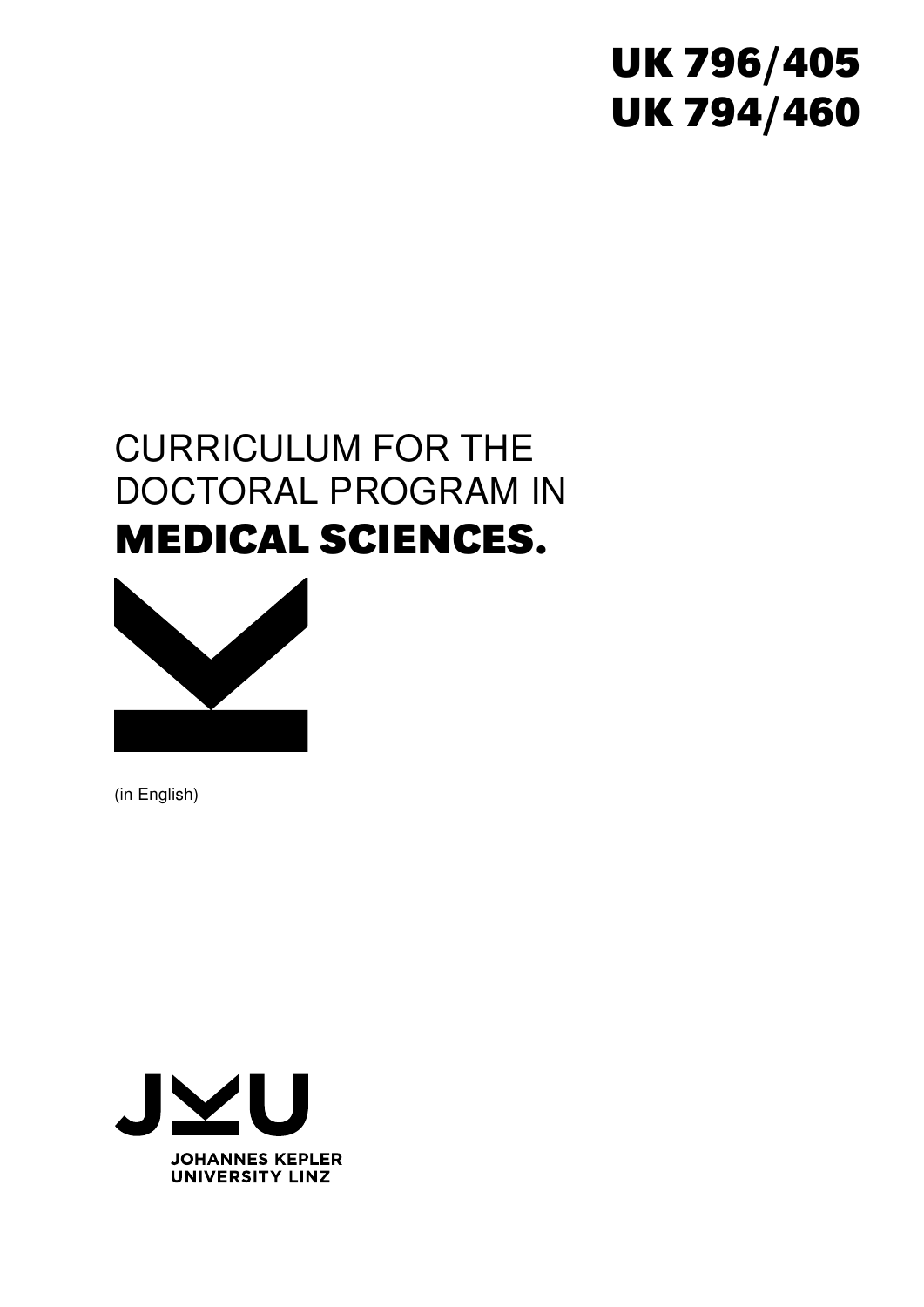**UK 796/405**
**UK 794/460**

# CURRICULUM FOR THE DOCTORAL PROGRAM IN **MEDICAL SCIENCES.**

(in English)

JOHANNES KEPLER UNIVERSITY LINZ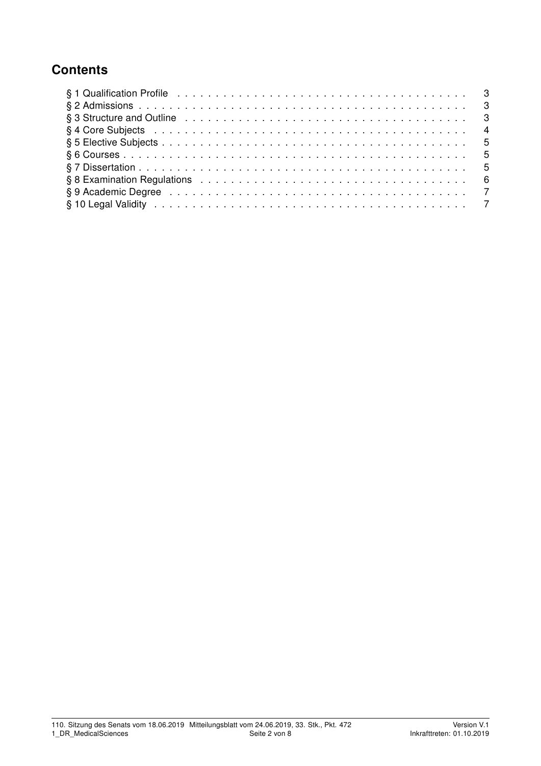## Contents

| | |
|---|---|
| § 1 Qualification Profile | 3 |
| § 2 Admissions | 3 |
| § 3 Structure and Outline | 3 |
| § 4 Core Subjects | 4 |
| § 5 Elective Subjects | 5 |
| § 6 Courses | 5 |
| § 7 Dissertation | 5 |
| § 8 Examination Regulations | 6 |
| § 9 Academic Degree | 7 |
| § 10 Legal Validity | 7 |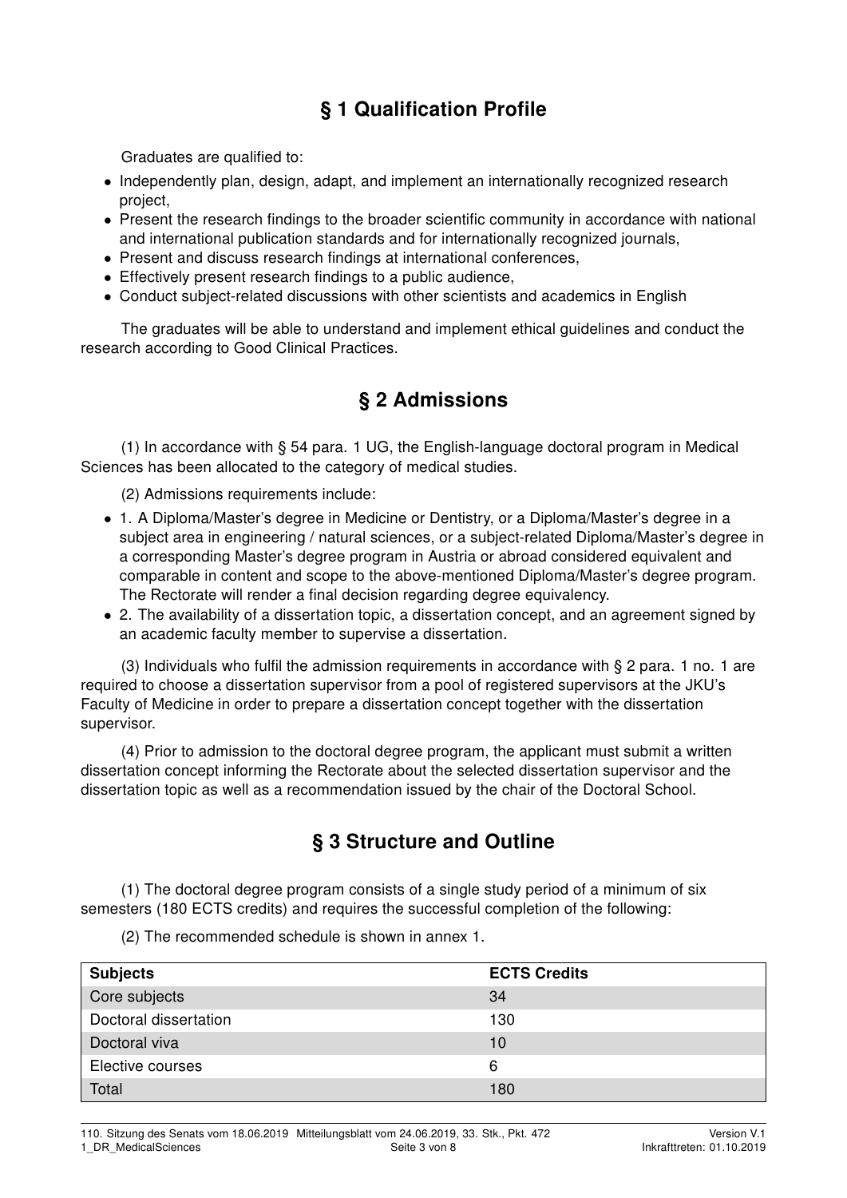## § 1 Qualification Profile

Graduates are qualified to:

- Independently plan, design, adapt, and implement an internationally recognized research project,
- Present the research findings to the broader scientific community in accordance with national and international publication standards and for internationally recognized journals,
- Present and discuss research findings at international conferences,
- Effectively present research findings to a public audience,
- Conduct subject-related discussions with other scientists and academics in English

The graduates will be able to understand and implement ethical guidelines and conduct the research according to Good Clinical Practices.

## § 2 Admissions

(1) In accordance with § 54 para. 1 UG, the English-language doctoral program in Medical Sciences has been allocated to the category of medical studies.

(2) Admissions requirements include:

- 1. A Diploma/Master's degree in Medicine or Dentistry, or a Diploma/Master's degree in a subject area in engineering / natural sciences, or a subject-related Diploma/Master's degree in a corresponding Master's degree program in Austria or abroad considered equivalent and comparable in content and scope to the above-mentioned Diploma/Master's degree program. The Rectorate will render a final decision regarding degree equivalency.
- 2. The availability of a dissertation topic, a dissertation concept, and an agreement signed by an academic faculty member to supervise a dissertation.

(3) Individuals who fulfil the admission requirements in accordance with § 2 para. 1 no. 1 are required to choose a dissertation supervisor from a pool of registered supervisors at the JKU's Faculty of Medicine in order to prepare a dissertation concept together with the dissertation supervisor.

(4) Prior to admission to the doctoral degree program, the applicant must submit a written dissertation concept informing the Rectorate about the selected dissertation supervisor and the dissertation topic as well as a recommendation issued by the chair of the Doctoral School.

## § 3 Structure and Outline

(1) The doctoral degree program consists of a single study period of a minimum of six semesters (180 ECTS credits) and requires the successful completion of the following:

(2) The recommended schedule is shown in annex 1.

| Subjects | ECTS Credits |
|---|---|
| Core subjects | 34 |
| Doctoral dissertation | 130 |
| Doctoral viva | 10 |
| Elective courses | 6 |
| Total | 180 |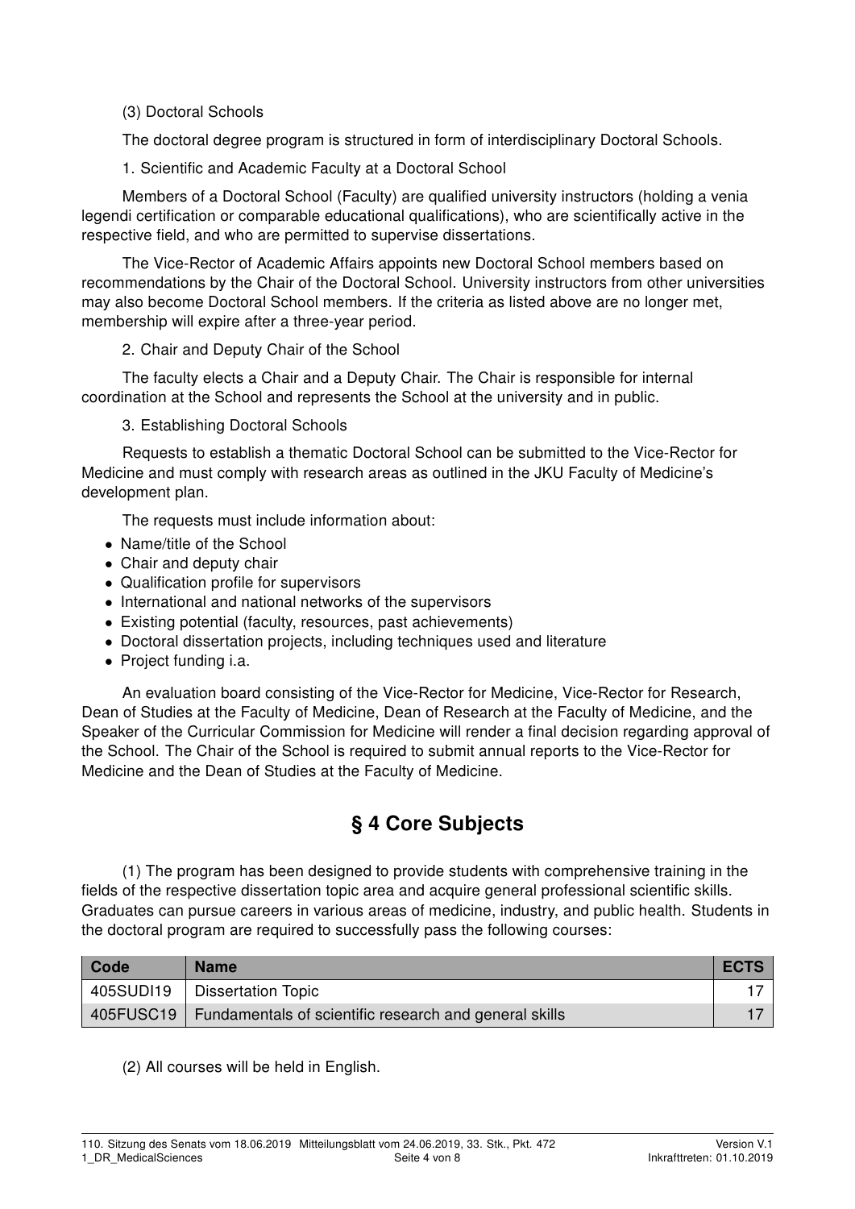(3) Doctoral Schools

The doctoral degree program is structured in form of interdisciplinary Doctoral Schools.

1. Scientific and Academic Faculty at a Doctoral School

Members of a Doctoral School (Faculty) are qualified university instructors (holding a venia legendi certification or comparable educational qualifications), who are scientifically active in the respective field, and who are permitted to supervise dissertations.

The Vice-Rector of Academic Affairs appoints new Doctoral School members based on recommendations by the Chair of the Doctoral School. University instructors from other universities may also become Doctoral School members. If the criteria as listed above are no longer met, membership will expire after a three-year period.

2. Chair and Deputy Chair of the School

The faculty elects a Chair and a Deputy Chair. The Chair is responsible for internal coordination at the School and represents the School at the university and in public.

3. Establishing Doctoral Schools

Requests to establish a thematic Doctoral School can be submitted to the Vice-Rector for Medicine and must comply with research areas as outlined in the JKU Faculty of Medicine's development plan.

The requests must include information about:

- Name/title of the School
- Chair and deputy chair
- Qualification profile for supervisors
- International and national networks of the supervisors
- Existing potential (faculty, resources, past achievements)
- Doctoral dissertation projects, including techniques used and literature
- Project funding i.a.

An evaluation board consisting of the Vice-Rector for Medicine, Vice-Rector for Research, Dean of Studies at the Faculty of Medicine, Dean of Research at the Faculty of Medicine, and the Speaker of the Curricular Commission for Medicine will render a final decision regarding approval of the School. The Chair of the School is required to submit annual reports to the Vice-Rector for Medicine and the Dean of Studies at the Faculty of Medicine.

## § 4 Core Subjects

(1) The program has been designed to provide students with comprehensive training in the fields of the respective dissertation topic area and acquire general professional scientific skills. Graduates can pursue careers in various areas of medicine, industry, and public health. Students in the doctoral program are required to successfully pass the following courses:

| Code | Name | ECTS |
|---|---|---|
| 405SUDI19 | Dissertation Topic | 17 |
| 405FUSC19 | Fundamentals of scientific research and general skills | 17 |

(2) All courses will be held in English.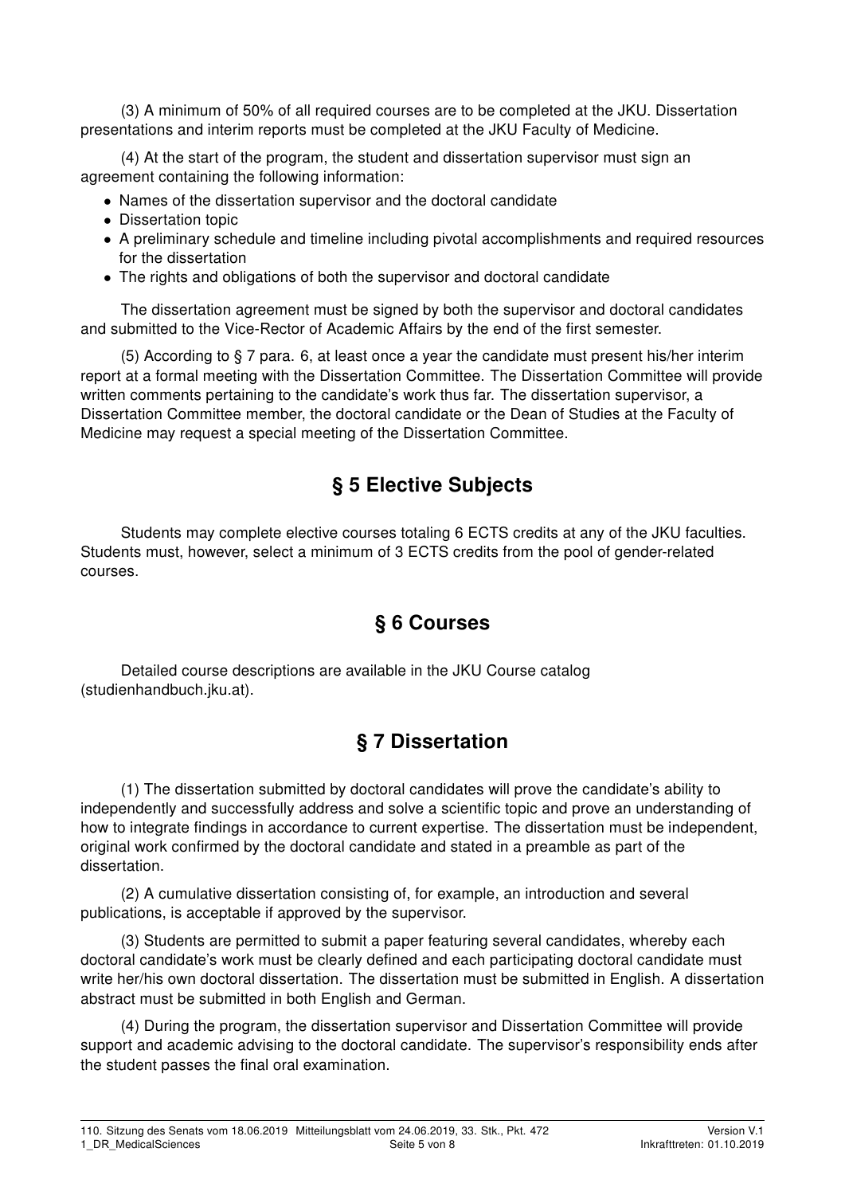(3) A minimum of 50% of all required courses are to be completed at the JKU. Dissertation presentations and interim reports must be completed at the JKU Faculty of Medicine.

(4) At the start of the program, the student and dissertation supervisor must sign an agreement containing the following information:

- Names of the dissertation supervisor and the doctoral candidate
- Dissertation topic
- A preliminary schedule and timeline including pivotal accomplishments and required resources for the dissertation
- The rights and obligations of both the supervisor and doctoral candidate

The dissertation agreement must be signed by both the supervisor and doctoral candidates and submitted to the Vice-Rector of Academic Affairs by the end of the first semester.

(5) According to § 7 para. 6, at least once a year the candidate must present his/her interim report at a formal meeting with the Dissertation Committee. The Dissertation Committee will provide written comments pertaining to the candidate's work thus far. The dissertation supervisor, a Dissertation Committee member, the doctoral candidate or the Dean of Studies at the Faculty of Medicine may request a special meeting of the Dissertation Committee.

## § 5 Elective Subjects

Students may complete elective courses totaling 6 ECTS credits at any of the JKU faculties. Students must, however, select a minimum of 3 ECTS credits from the pool of gender-related courses.

## § 6 Courses

Detailed course descriptions are available in the JKU Course catalog (studienhandbuch.jku.at).

## § 7 Dissertation

(1) The dissertation submitted by doctoral candidates will prove the candidate's ability to independently and successfully address and solve a scientific topic and prove an understanding of how to integrate findings in accordance to current expertise. The dissertation must be independent, original work confirmed by the doctoral candidate and stated in a preamble as part of the dissertation.

(2) A cumulative dissertation consisting of, for example, an introduction and several publications, is acceptable if approved by the supervisor.

(3) Students are permitted to submit a paper featuring several candidates, whereby each doctoral candidate's work must be clearly defined and each participating doctoral candidate must write her/his own doctoral dissertation. The dissertation must be submitted in English. A dissertation abstract must be submitted in both English and German.

(4) During the program, the dissertation supervisor and Dissertation Committee will provide support and academic advising to the doctoral candidate. The supervisor's responsibility ends after the student passes the final oral examination.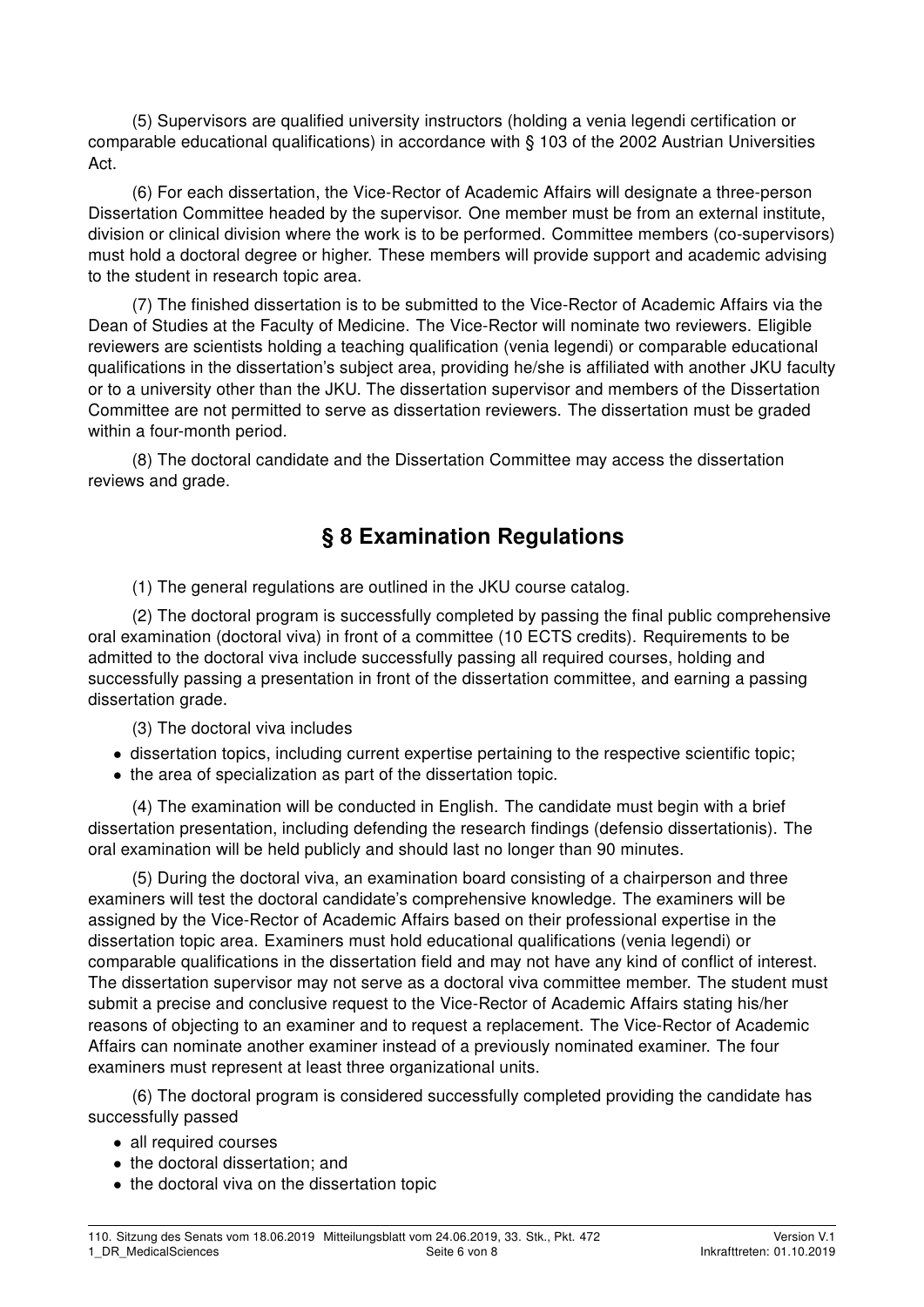(5) Supervisors are qualified university instructors (holding a venia legendi certification or comparable educational qualifications) in accordance with § 103 of the 2002 Austrian Universities Act.

(6) For each dissertation, the Vice-Rector of Academic Affairs will designate a three-person Dissertation Committee headed by the supervisor. One member must be from an external institute, division or clinical division where the work is to be performed. Committee members (co-supervisors) must hold a doctoral degree or higher. These members will provide support and academic advising to the student in research topic area.

(7) The finished dissertation is to be submitted to the Vice-Rector of Academic Affairs via the Dean of Studies at the Faculty of Medicine. The Vice-Rector will nominate two reviewers. Eligible reviewers are scientists holding a teaching qualification (venia legendi) or comparable educational qualifications in the dissertation's subject area, providing he/she is affiliated with another JKU faculty or to a university other than the JKU. The dissertation supervisor and members of the Dissertation Committee are not permitted to serve as dissertation reviewers. The dissertation must be graded within a four-month period.

(8) The doctoral candidate and the Dissertation Committee may access the dissertation reviews and grade.

## § 8 Examination Regulations

(1) The general regulations are outlined in the JKU course catalog.

(2) The doctoral program is successfully completed by passing the final public comprehensive oral examination (doctoral viva) in front of a committee (10 ECTS credits). Requirements to be admitted to the doctoral viva include successfully passing all required courses, holding and successfully passing a presentation in front of the dissertation committee, and earning a passing dissertation grade.

(3) The doctoral viva includes

- dissertation topics, including current expertise pertaining to the respective scientific topic;
- the area of specialization as part of the dissertation topic.

(4) The examination will be conducted in English. The candidate must begin with a brief dissertation presentation, including defending the research findings (defensio dissertationis). The oral examination will be held publicly and should last no longer than 90 minutes.

(5) During the doctoral viva, an examination board consisting of a chairperson and three examiners will test the doctoral candidate's comprehensive knowledge. The examiners will be assigned by the Vice-Rector of Academic Affairs based on their professional expertise in the dissertation topic area. Examiners must hold educational qualifications (venia legendi) or comparable qualifications in the dissertation field and may not have any kind of conflict of interest. The dissertation supervisor may not serve as a doctoral viva committee member. The student must submit a precise and conclusive request to the Vice-Rector of Academic Affairs stating his/her reasons of objecting to an examiner and to request a replacement. The Vice-Rector of Academic Affairs can nominate another examiner instead of a previously nominated examiner. The four examiners must represent at least three organizational units.

(6) The doctoral program is considered successfully completed providing the candidate has successfully passed

- all required courses
- the doctoral dissertation; and
- the doctoral viva on the dissertation topic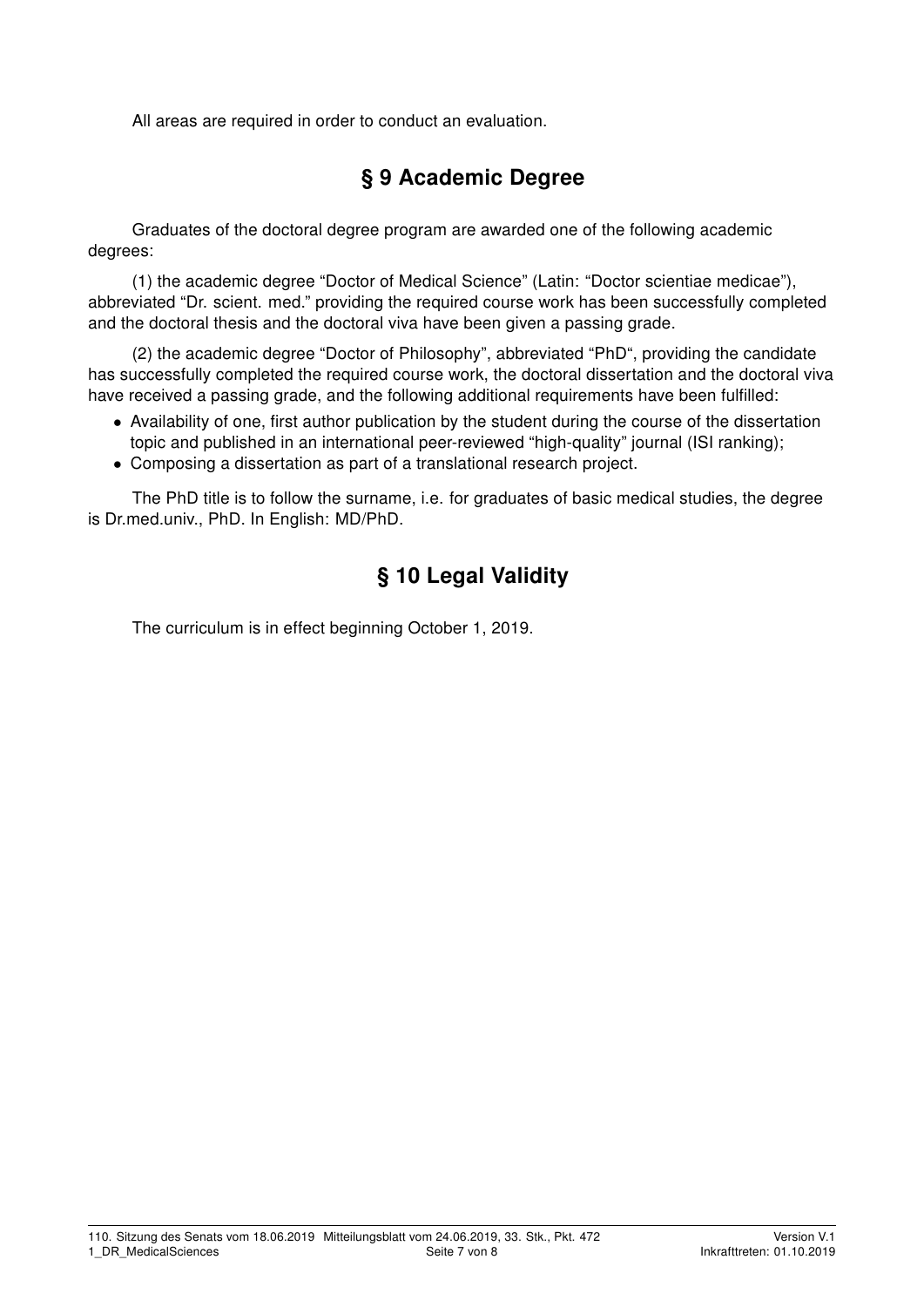All areas are required in order to conduct an evaluation.

## § 9 Academic Degree

Graduates of the doctoral degree program are awarded one of the following academic degrees:

(1) the academic degree "Doctor of Medical Science" (Latin: "Doctor scientiae medicae"), abbreviated "Dr. scient. med." providing the required course work has been successfully completed and the doctoral thesis and the doctoral viva have been given a passing grade.

(2) the academic degree "Doctor of Philosophy", abbreviated "PhD", providing the candidate has successfully completed the required course work, the doctoral dissertation and the doctoral viva have received a passing grade, and the following additional requirements have been fulfilled:

- Availability of one, first author publication by the student during the course of the dissertation topic and published in an international peer-reviewed "high-quality" journal (ISI ranking);
- Composing a dissertation as part of a translational research project.

The PhD title is to follow the surname, i.e. for graduates of basic medical studies, the degree is Dr.med.univ., PhD. In English: MD/PhD.

## § 10 Legal Validity

The curriculum is in effect beginning October 1, 2019.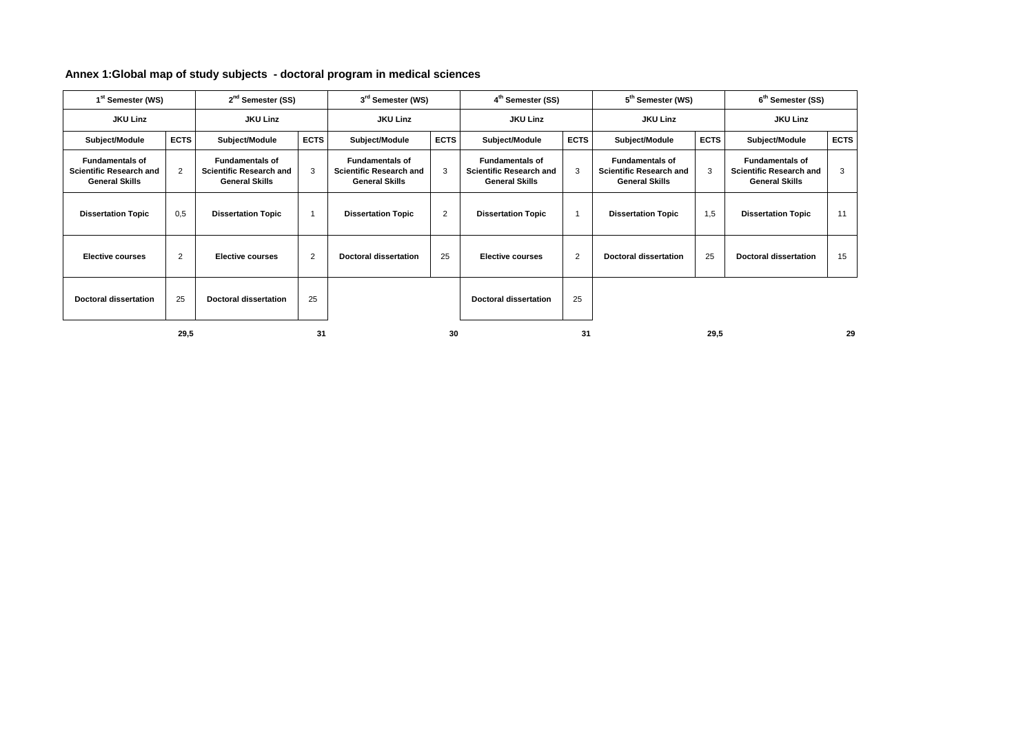## Annex 1:Global map of study subjects - doctoral program in medical sciences

| 1st Semester (WS) | | 2nd Semester (SS) | | 3rd Semester (WS) | | 4th Semester (SS) | | 5th Semester (WS) | | 6th Semester (SS) | |
|---|---|---|---|---|---|---|---|---|---|---|---|
| JKU Linz | | JKU Linz | | JKU Linz | | JKU Linz | | JKU Linz | | JKU Linz | |
| Subject/Module | ECTS | Subject/Module | ECTS | Subject/Module | ECTS | Subject/Module | ECTS | Subject/Module | ECTS | Subject/Module | ECTS |
| Fundamentals of Scientific Research and General Skills | 2 | Fundamentals of Scientific Research and General Skills | 3 | Fundamentals of Scientific Research and General Skills | 3 | Fundamentals of Scientific Research and General Skills | 3 | Fundamentals of Scientific Research and General Skills | 3 | Fundamentals of Scientific Research and General Skills | 3 |
| Dissertation Topic | 0,5 | Dissertation Topic | 1 | Dissertation Topic | 2 | Dissertation Topic | 1 | Dissertation Topic | 1,5 | Dissertation Topic | 11 |
| Elective courses | 2 | Elective courses | 2 | Doctoral dissertation | 25 | Elective courses | 2 | Doctoral dissertation | 25 | Doctoral dissertation | 15 |
| Doctoral dissertation | 25 | Doctoral dissertation | 25 | | | Doctoral dissertation | 25 | | | | |
| | 29,5 | | 31 | | 30 | | 31 | | 29,5 | | 29 |